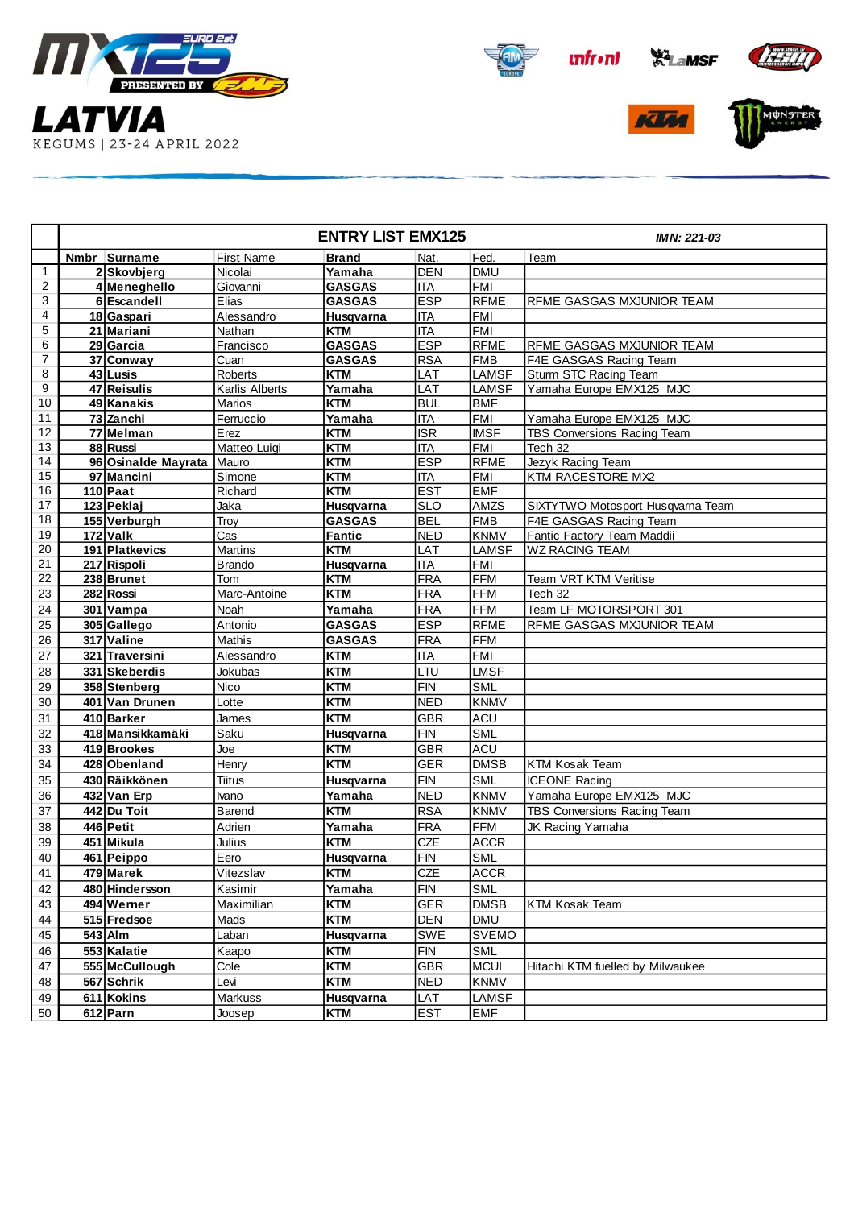# LATVIA

KEGUMS | 23-24 APRIL 2022

## ENTRY LIST EMX125

*IMN: 221-03*

| | Nmbr | Surname | First Name | Brand | Nat. | Fed. | Team |
|---|---|---|---|---|---|---|---|
| 1 | 2 | **Skovbjerg** | Nicolai | **Yamaha** | DEN | DMU | |
| 2 | 4 | **Meneghello** | Giovanni | **GASGAS** | ITA | FMI | |
| 3 | 6 | **Escandell** | Elias | **GASGAS** | ESP | RFME | RFME GASGAS MXJUNIOR TEAM |
| 4 | 18 | **Gaspari** | Alessandro | **Husqvarna** | ITA | FMI | |
| 5 | 21 | **Mariani** | Nathan | **KTM** | ITA | FMI | |
| 6 | 29 | **Garcia** | Francisco | **GASGAS** | ESP | RFME | RFME GASGAS MXJUNIOR TEAM |
| 7 | 37 | **Conway** | Cuan | **GASGAS** | RSA | FMB | F4E GASGAS Racing Team |
| 8 | 43 | **Lusis** | Roberts | **KTM** | LAT | LAMSF | Sturm STC Racing Team |
| 9 | 47 | **Reisulis** | Karlis Alberts | **Yamaha** | LAT | LAMSF | Yamaha Europe EMX125 MJC |
| 10 | 49 | **Kanakis** | Marios | **KTM** | BUL | BMF | |
| 11 | 73 | **Zanchi** | Ferruccio | **Yamaha** | ITA | FMI | Yamaha Europe EMX125 MJC |
| 12 | 77 | **Melman** | Erez | **KTM** | ISR | IMSF | TBS Conversions Racing Team |
| 13 | 88 | **Russi** | Matteo Luigi | **KTM** | ITA | FMI | Tech 32 |
| 14 | 96 | **Osinalde Mayrata** | Mauro | **KTM** | ESP | RFME | Jezyk Racing Team |
| 15 | 97 | **Mancini** | Simone | **KTM** | ITA | FMI | KTM RACESTORE MX2 |
| 16 | 110 | **Paat** | Richard | **KTM** | EST | EMF | |
| 17 | 123 | **Peklaj** | Jaka | **Husqvarna** | SLO | AMZS | SIXTYTWO Motosport Husqvarna Team |
| 18 | 155 | **Verburgh** | Troy | **GASGAS** | BEL | FMB | F4E GASGAS Racing Team |
| 19 | 172 | **Valk** | Cas | **Fantic** | NED | KNMV | Fantic Factory Team Maddii |
| 20 | 191 | **Platkevics** | Martins | **KTM** | LAT | LAMSF | WZ RACING TEAM |
| 21 | 217 | **Rispoli** | Brando | **Husqvarna** | ITA | FMI | |
| 22 | 238 | **Brunet** | Tom | **KTM** | FRA | FFM | Team VRT KTM Veritise |
| 23 | 282 | **Rossi** | Marc-Antoine | **KTM** | FRA | FFM | Tech 32 |
| 24 | 301 | **Vampa** | Noah | **Yamaha** | FRA | FFM | Team LF MOTORSPORT 301 |
| 25 | 305 | **Gallego** | Antonio | **GASGAS** | ESP | RFME | RFME GASGAS MXJUNIOR TEAM |
| 26 | 317 | **Valine** | Mathis | **GASGAS** | FRA | FFM | |
| 27 | 321 | **Traversini** | Alessandro | **KTM** | ITA | FMI | |
| 28 | 331 | **Skeberdis** | Jokubas | **KTM** | LTU | LMSF | |
| 29 | 358 | **Stenberg** | Nico | **KTM** | FIN | SML | |
| 30 | 401 | **Van Drunen** | Lotte | **KTM** | NED | KNMV | |
| 31 | 410 | **Barker** | James | **KTM** | GBR | ACU | |
| 32 | 418 | **Mansikkamäki** | Saku | **Husqvarna** | FIN | SML | |
| 33 | 419 | **Brookes** | Joe | **KTM** | GBR | ACU | |
| 34 | 428 | **Obenland** | Henry | **KTM** | GER | DMSB | KTM Kosak Team |
| 35 | 430 | **Räikkönen** | Tiitus | **Husqvarna** | FIN | SML | ICEONE Racing |
| 36 | 432 | **Van Erp** | Ivano | **Yamaha** | NED | KNMV | Yamaha Europe EMX125 MJC |
| 37 | 442 | **Du Toit** | Barend | **KTM** | RSA | KNMV | TBS Conversions Racing Team |
| 38 | 446 | **Petit** | Adrien | **Yamaha** | FRA | FFM | JK Racing Yamaha |
| 39 | 451 | **Mikula** | Julius | **KTM** | CZE | ACCR | |
| 40 | 461 | **Peippo** | Eero | **Husqvarna** | FIN | SML | |
| 41 | 479 | **Marek** | Vitezslav | **KTM** | CZE | ACCR | |
| 42 | 480 | **Hindersson** | Kasimir | **Yamaha** | FIN | SML | |
| 43 | 494 | **Werner** | Maximilian | **KTM** | GER | DMSB | KTM Kosak Team |
| 44 | 515 | **Fredsoe** | Mads | **KTM** | DEN | DMU | |
| 45 | 543 | **Alm** | Laban | **Husqvarna** | SWE | SVEMO | |
| 46 | 553 | **Kalatie** | Kaapo | **KTM** | FIN | SML | |
| 47 | 555 | **McCullough** | Cole | **KTM** | GBR | MCUI | Hitachi KTM fuelled by Milwaukee |
| 48 | 567 | **Schrik** | Levi | **KTM** | NED | KNMV | |
| 49 | 611 | **Kokins** | Markuss | **Husqvarna** | LAT | LAMSF | |
| 50 | 612 | **Parn** | Joosep | **KTM** | EST | EMF | |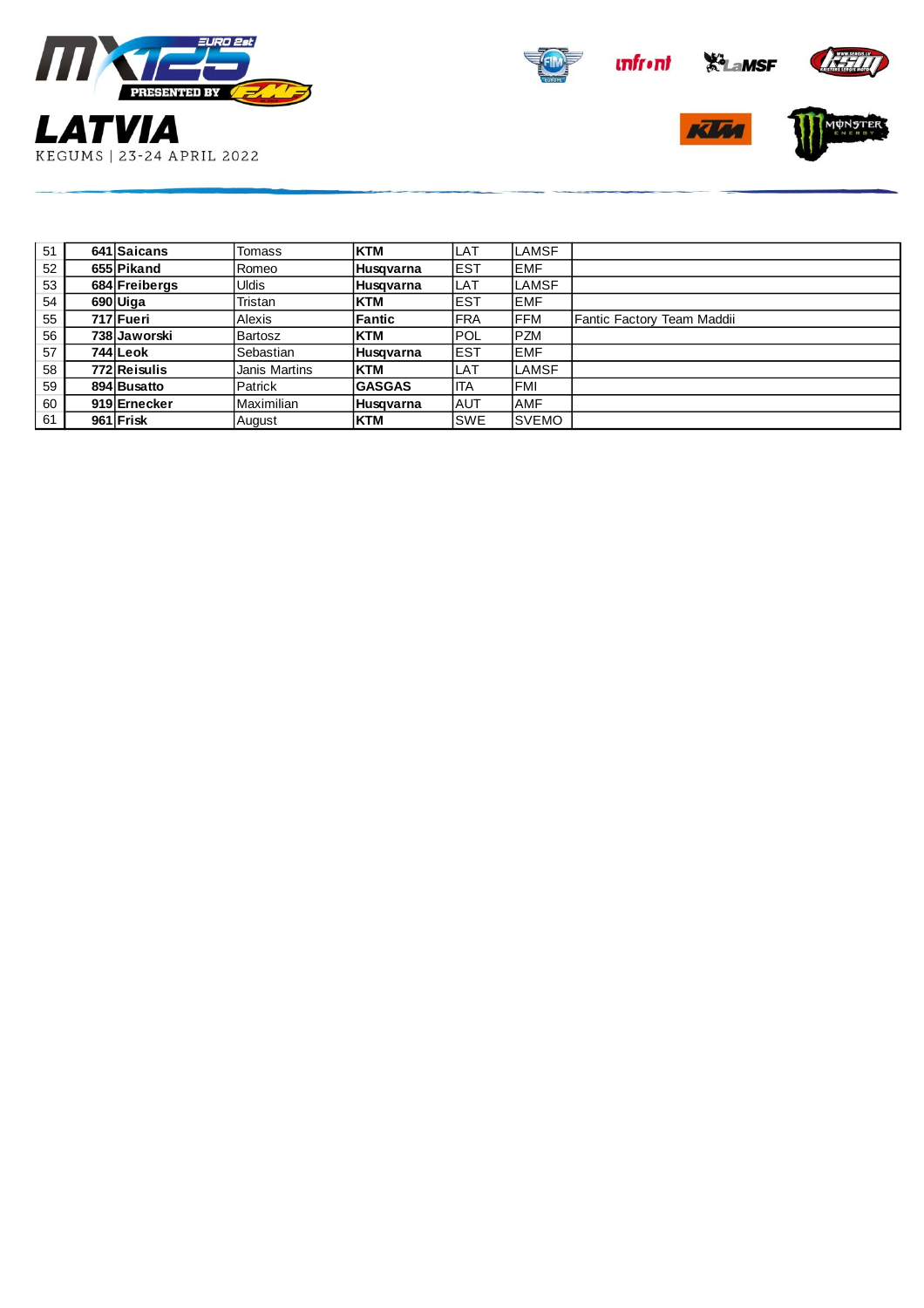# LATVIA

KEGUMS | 23-24 APRIL 2022

| | | | | | | | |
|---|---|---|---|---|---|---|---|
| 51 | **641** | **Saicans** | Tomass | **KTM** | LAT | LAMSF | |
| 52 | **655** | **Pikand** | Romeo | **Husqvarna** | EST | EMF | |
| 53 | **684** | **Freibergs** | Uldis | **Husqvarna** | LAT | LAMSF | |
| 54 | **690** | **Uiga** | Tristan | **KTM** | EST | EMF | |
| 55 | **717** | **Fueri** | Alexis | **Fantic** | FRA | FFM | Fantic Factory Team Maddii |
| 56 | **738** | **Jaworski** | Bartosz | **KTM** | POL | PZM | |
| 57 | **744** | **Leok** | Sebastian | **Husqvarna** | EST | EMF | |
| 58 | **772** | **Reisulis** | Janis Martins | **KTM** | LAT | LAMSF | |
| 59 | **894** | **Busatto** | Patrick | **GASGAS** | ITA | FMI | |
| 60 | **919** | **Ernecker** | Maximilian | **Husqvarna** | AUT | AMF | |
| 61 | **961** | **Frisk** | August | **KTM** | SWE | SVEMO | |